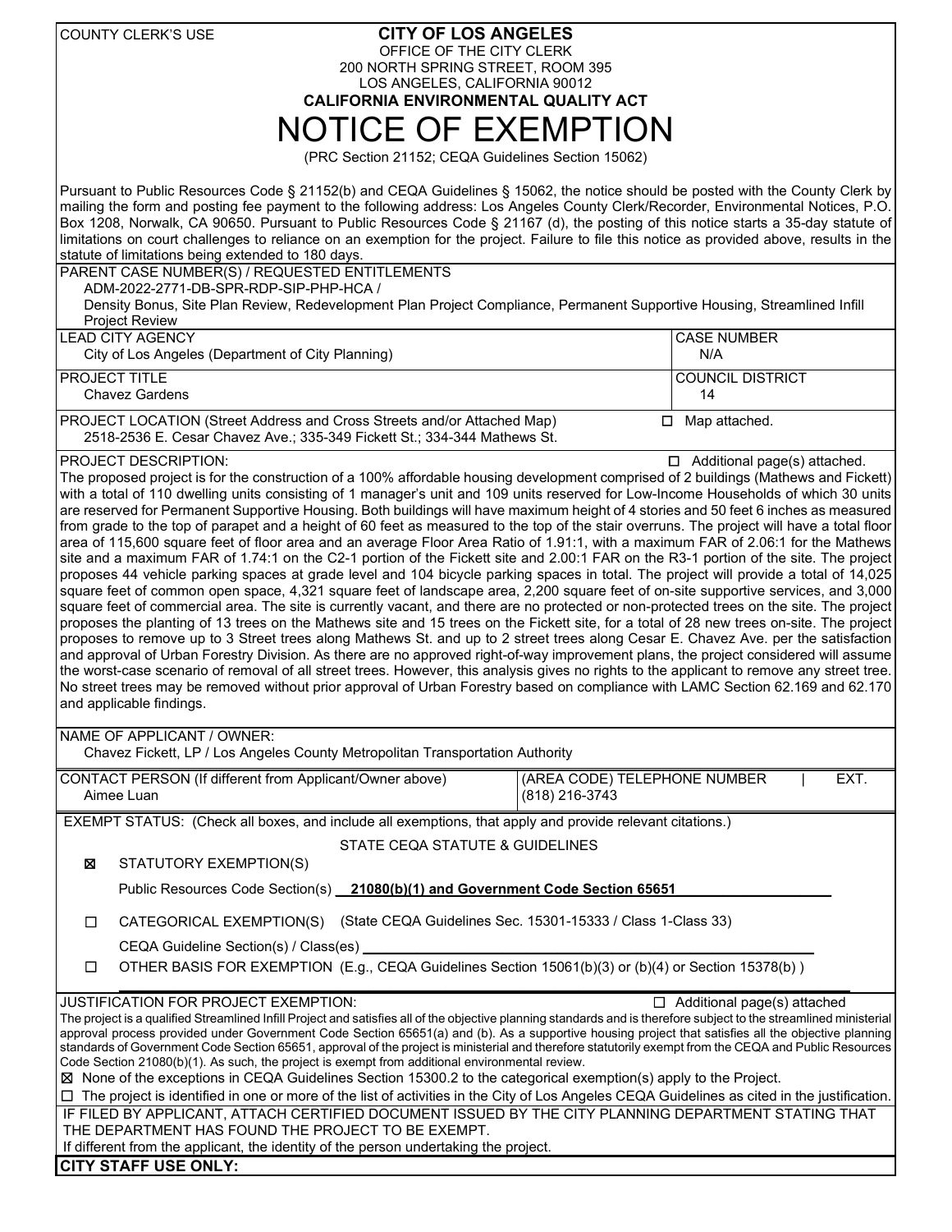COUNTY CLERK'S USE

**CITY OF LOS ANGELES**
OFFICE OF THE CITY CLERK
200 NORTH SPRING STREET, ROOM 395
LOS ANGELES, CALIFORNIA 90012
**CALIFORNIA ENVIRONMENTAL QUALITY ACT**

# NOTICE OF EXEMPTION

(PRC Section 21152; CEQA Guidelines Section 15062)

Pursuant to Public Resources Code § 21152(b) and CEQA Guidelines § 15062, the notice should be posted with the County Clerk by mailing the form and posting fee payment to the following address: Los Angeles County Clerk/Recorder, Environmental Notices, P.O. Box 1208, Norwalk, CA 90650. Pursuant to Public Resources Code § 21167 (d), the posting of this notice starts a 35-day statute of limitations on court challenges to reliance on an exemption for the project. Failure to file this notice as provided above, results in the statute of limitations being extended to 180 days.

PARENT CASE NUMBER(S) / REQUESTED ENTITLEMENTS
ADM-2022-2771-DB-SPR-RDP-SIP-PHP-HCA /
Density Bonus, Site Plan Review, Redevelopment Plan Project Compliance, Permanent Supportive Housing, Streamlined Infill Project Review

| LEAD CITY AGENCY | CASE NUMBER |
|---|---|
| City of Los Angeles (Department of City Planning) | N/A |

| PROJECT TITLE | COUNCIL DISTRICT |
|---|---|
| Chavez Gardens | 14 |

PROJECT LOCATION (Street Address and Cross Streets and/or Attached Map) ☐ Map attached.
2518-2536 E. Cesar Chavez Ave.; 335-349 Fickett St.; 334-344 Mathews St.

PROJECT DESCRIPTION: ☐ Additional page(s) attached.

The proposed project is for the construction of a 100% affordable housing development comprised of 2 buildings (Mathews and Fickett) with a total of 110 dwelling units consisting of 1 manager's unit and 109 units reserved for Low-Income Households of which 30 units are reserved for Permanent Supportive Housing. Both buildings will have maximum height of 4 stories and 50 feet 6 inches as measured from grade to the top of parapet and a height of 60 feet as measured to the top of the stair overruns. The project will have a total floor area of 115,600 square feet of floor area and an average Floor Area Ratio of 1.91:1, with a maximum FAR of 2.06:1 for the Mathews site and a maximum FAR of 1.74:1 on the C2-1 portion of the Fickett site and 2.00:1 FAR on the R3-1 portion of the site. The project proposes 44 vehicle parking spaces at grade level and 104 bicycle parking spaces in total. The project will provide a total of 14,025 square feet of common open space, 4,321 square feet of landscape area, 2,200 square feet of on-site supportive services, and 3,000 square feet of commercial area. The site is currently vacant, and there are no protected or non-protected trees on the site. The project proposes the planting of 13 trees on the Mathews site and 15 trees on the Fickett site, for a total of 28 new trees on-site. The project proposes to remove up to 3 Street trees along Mathews St. and up to 2 street trees along Cesar E. Chavez Ave. per the satisfaction and approval of Urban Forestry Division. As there are no approved right-of-way improvement plans, the project considered will assume the worst-case scenario of removal of all street trees. However, this analysis gives no rights to the applicant to remove any street tree. No street trees may be removed without prior approval of Urban Forestry based on compliance with LAMC Section 62.169 and 62.170 and applicable findings.

NAME OF APPLICANT / OWNER:
Chavez Fickett, LP / Los Angeles County Metropolitan Transportation Authority

| CONTACT PERSON (If different from Applicant/Owner above) | (AREA CODE) TELEPHONE NUMBER | EXT. |
|---|---|---|
| Aimee Luan | (818) 216-3743 | |

EXEMPT STATUS: (Check all boxes, and include all exemptions, that apply and provide relevant citations.)

STATE CEQA STATUTE & GUIDELINES

☒ STATUTORY EXEMPTION(S)

Public Resources Code Section(s) **21080(b)(1) and Government Code Section 65651**

☐ CATEGORICAL EXEMPTION(S) (State CEQA Guidelines Sec. 15301-15333 / Class 1-Class 33)

CEQA Guideline Section(s) / Class(es) ____

☐ OTHER BASIS FOR EXEMPTION (E.g., CEQA Guidelines Section 15061(b)(3) or (b)(4) or Section 15378(b) )

JUSTIFICATION FOR PROJECT EXEMPTION: ☐ Additional page(s) attached

The project is a qualified Streamlined Infill Project and satisfies all of the objective planning standards and is therefore subject to the streamlined ministerial approval process provided under Government Code Section 65651(a) and (b). As a supportive housing project that satisfies all the objective planning standards of Government Code Section 65651, approval of the project is ministerial and therefore statutorily exempt from the CEQA and Public Resources Code Section 21080(b)(1). As such, the project is exempt from additional environmental review.

☒ None of the exceptions in CEQA Guidelines Section 15300.2 to the categorical exemption(s) apply to the Project.

☐ The project is identified in one or more of the list of activities in the City of Los Angeles CEQA Guidelines as cited in the justification.

IF FILED BY APPLICANT, ATTACH CERTIFIED DOCUMENT ISSUED BY THE CITY PLANNING DEPARTMENT STATING THAT THE DEPARTMENT HAS FOUND THE PROJECT TO BE EXEMPT.
If different from the applicant, the identity of the person undertaking the project.

**CITY STAFF USE ONLY:**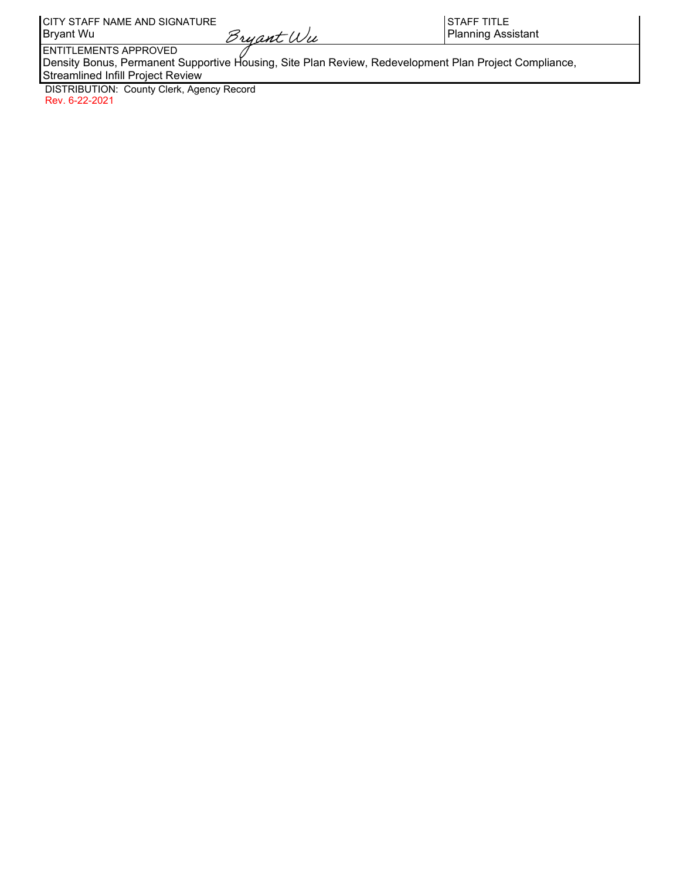| CITY STAFF NAME AND SIGNATURE | | STAFF TITLE |
| --- | --- | --- |
| Bryant Wu | Bryant Wu | Planning Assistant |
| ENTITLEMENTS APPROVED | | |
| Density Bonus, Permanent Supportive Housing, Site Plan Review, Redevelopment Plan Project Compliance, Streamlined Infill Project Review | | |

DISTRIBUTION: County Clerk, Agency Record

Rev. 6-22-2021